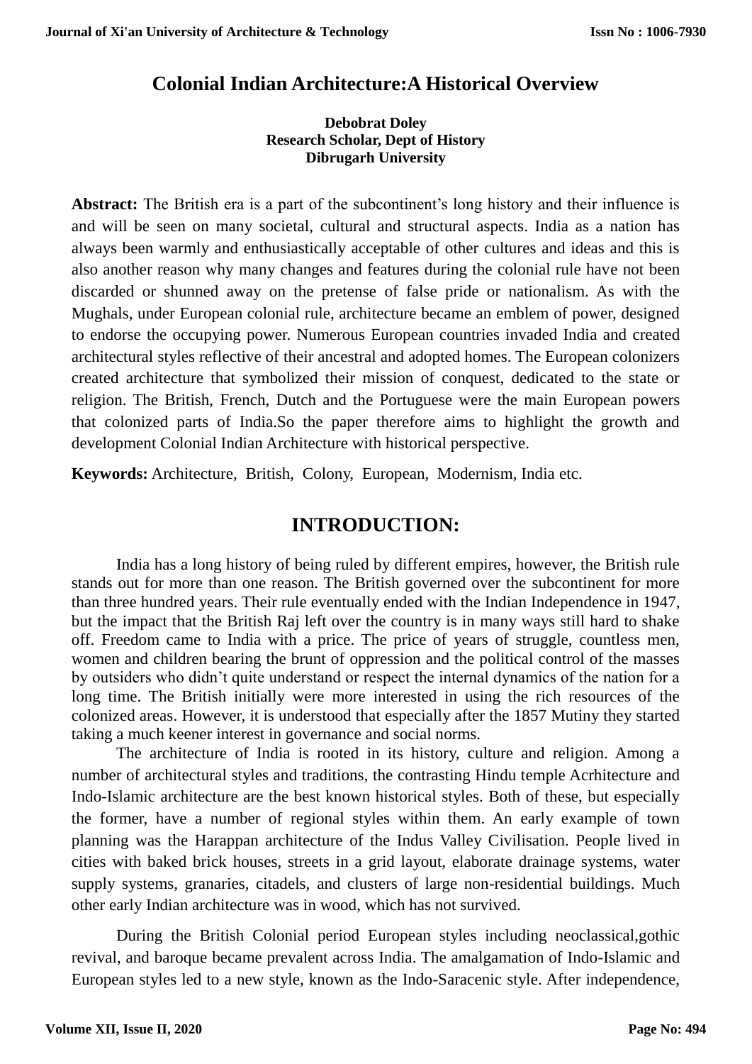# Colonial Indian Architecture:A Historical Overview

**Debobrat Doley**
**Research Scholar, Dept of History**
**Dibrugarh University**

**Abstract:** The British era is a part of the subcontinent's long history and their influence is and will be seen on many societal, cultural and structural aspects. India as a nation has always been warmly and enthusiastically acceptable of other cultures and ideas and this is also another reason why many changes and features during the colonial rule have not been discarded or shunned away on the pretense of false pride or nationalism. As with the Mughals, under European colonial rule, architecture became an emblem of power, designed to endorse the occupying power. Numerous European countries invaded India and created architectural styles reflective of their ancestral and adopted homes. The European colonizers created architecture that symbolized their mission of conquest, dedicated to the state or religion. The British, French, Dutch and the Portuguese were the main European powers that colonized parts of India.So the paper therefore aims to highlight the growth and development Colonial Indian Architecture with historical perspective.

**Keywords:** Architecture, British, Colony, European, Modernism, India etc.

## INTRODUCTION:

India has a long history of being ruled by different empires, however, the British rule stands out for more than one reason. The British governed over the subcontinent for more than three hundred years. Their rule eventually ended with the Indian Independence in 1947, but the impact that the British Raj left over the country is in many ways still hard to shake off. Freedom came to India with a price. The price of years of struggle, countless men, women and children bearing the brunt of oppression and the political control of the masses by outsiders who didn't quite understand or respect the internal dynamics of the nation for a long time. The British initially were more interested in using the rich resources of the colonized areas. However, it is understood that especially after the 1857 Mutiny they started taking a much keener interest in governance and social norms.

The architecture of India is rooted in its history, culture and religion. Among a number of architectural styles and traditions, the contrasting Hindu temple Acrhitecture and Indo-Islamic architecture are the best known historical styles. Both of these, but especially the former, have a number of regional styles within them. An early example of town planning was the Harappan architecture of the Indus Valley Civilisation. People lived in cities with baked brick houses, streets in a grid layout, elaborate drainage systems, water supply systems, granaries, citadels, and clusters of large non-residential buildings. Much other early Indian architecture was in wood, which has not survived.

During the British Colonial period European styles including neoclassical,gothic revival, and baroque became prevalent across India. The amalgamation of Indo-Islamic and European styles led to a new style, known as the Indo-Saracenic style. After independence,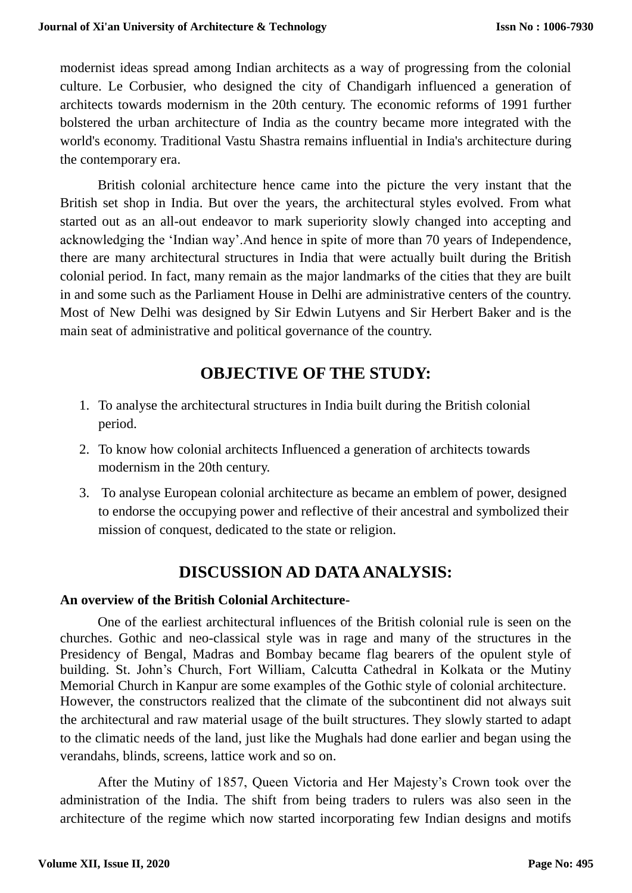modernist ideas spread among Indian architects as a way of progressing from the colonial culture. Le Corbusier, who designed the city of Chandigarh influenced a generation of architects towards modernism in the 20th century. The economic reforms of 1991 further bolstered the urban architecture of India as the country became more integrated with the world's economy. Traditional Vastu Shastra remains influential in India's architecture during the contemporary era.

British colonial architecture hence came into the picture the very instant that the British set shop in India. But over the years, the architectural styles evolved. From what started out as an all-out endeavor to mark superiority slowly changed into accepting and acknowledging the 'Indian way'.And hence in spite of more than 70 years of Independence, there are many architectural structures in India that were actually built during the British colonial period. In fact, many remain as the major landmarks of the cities that they are built in and some such as the Parliament House in Delhi are administrative centers of the country. Most of New Delhi was designed by Sir Edwin Lutyens and Sir Herbert Baker and is the main seat of administrative and political governance of the country.

## OBJECTIVE OF THE STUDY:

1. To analyse the architectural structures in India built during the British colonial period.
2. To know how colonial architects Influenced a generation of architects towards modernism in the 20th century.
3. To analyse European colonial architecture as became an emblem of power, designed to endorse the occupying power and reflective of their ancestral and symbolized their mission of conquest, dedicated to the state or religion.

## DISCUSSION AD DATA ANALYSIS:

**An overview of the British Colonial Architecture-**

One of the earliest architectural influences of the British colonial rule is seen on the churches. Gothic and neo-classical style was in rage and many of the structures in the Presidency of Bengal, Madras and Bombay became flag bearers of the opulent style of building. St. John's Church, Fort William, Calcutta Cathedral in Kolkata or the Mutiny Memorial Church in Kanpur are some examples of the Gothic style of colonial architecture. However, the constructors realized that the climate of the subcontinent did not always suit the architectural and raw material usage of the built structures. They slowly started to adapt to the climatic needs of the land, just like the Mughals had done earlier and began using the verandahs, blinds, screens, lattice work and so on.

After the Mutiny of 1857, Queen Victoria and Her Majesty's Crown took over the administration of the India. The shift from being traders to rulers was also seen in the architecture of the regime which now started incorporating few Indian designs and motifs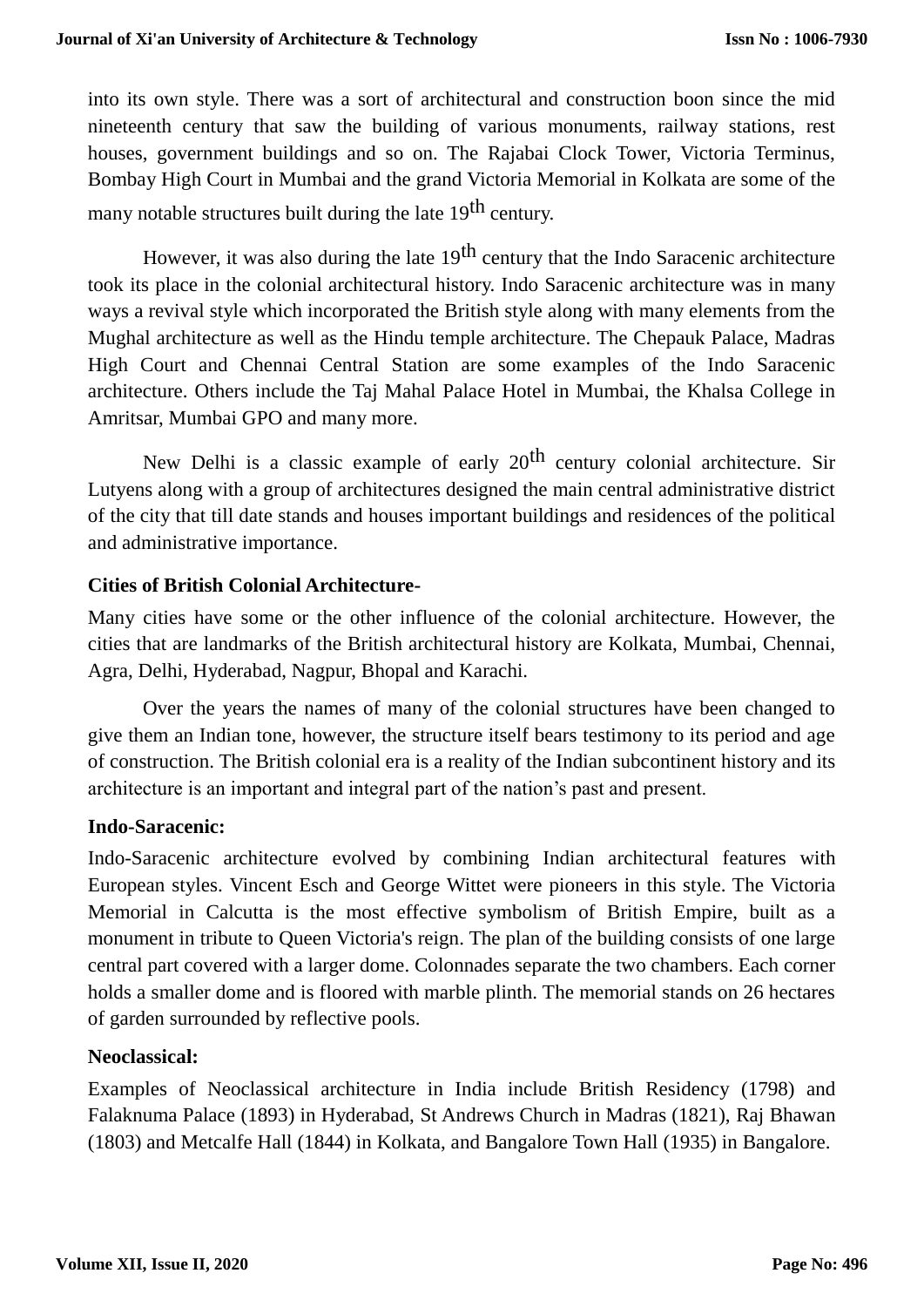into its own style. There was a sort of architectural and construction boon since the mid nineteenth century that saw the building of various monuments, railway stations, rest houses, government buildings and so on. The Rajabai Clock Tower, Victoria Terminus, Bombay High Court in Mumbai and the grand Victoria Memorial in Kolkata are some of the many notable structures built during the late 19th century.

However, it was also during the late 19th century that the Indo Saracenic architecture took its place in the colonial architectural history. Indo Saracenic architecture was in many ways a revival style which incorporated the British style along with many elements from the Mughal architecture as well as the Hindu temple architecture. The Chepauk Palace, Madras High Court and Chennai Central Station are some examples of the Indo Saracenic architecture. Others include the Taj Mahal Palace Hotel in Mumbai, the Khalsa College in Amritsar, Mumbai GPO and many more.

New Delhi is a classic example of early 20th century colonial architecture. Sir Lutyens along with a group of architectures designed the main central administrative district of the city that till date stands and houses important buildings and residences of the political and administrative importance.

**Cities of British Colonial Architecture-**

Many cities have some or the other influence of the colonial architecture. However, the cities that are landmarks of the British architectural history are Kolkata, Mumbai, Chennai, Agra, Delhi, Hyderabad, Nagpur, Bhopal and Karachi.

Over the years the names of many of the colonial structures have been changed to give them an Indian tone, however, the structure itself bears testimony to its period and age of construction. The British colonial era is a reality of the Indian subcontinent history and its architecture is an important and integral part of the nation's past and present.

**Indo-Saracenic:**

Indo-Saracenic architecture evolved by combining Indian architectural features with European styles. Vincent Esch and George Wittet were pioneers in this style. The Victoria Memorial in Calcutta is the most effective symbolism of British Empire, built as a monument in tribute to Queen Victoria's reign. The plan of the building consists of one large central part covered with a larger dome. Colonnades separate the two chambers. Each corner holds a smaller dome and is floored with marble plinth. The memorial stands on 26 hectares of garden surrounded by reflective pools.

**Neoclassical:**

Examples of Neoclassical architecture in India include British Residency (1798) and Falaknuma Palace (1893) in Hyderabad, St Andrews Church in Madras (1821), Raj Bhawan (1803) and Metcalfe Hall (1844) in Kolkata, and Bangalore Town Hall (1935) in Bangalore.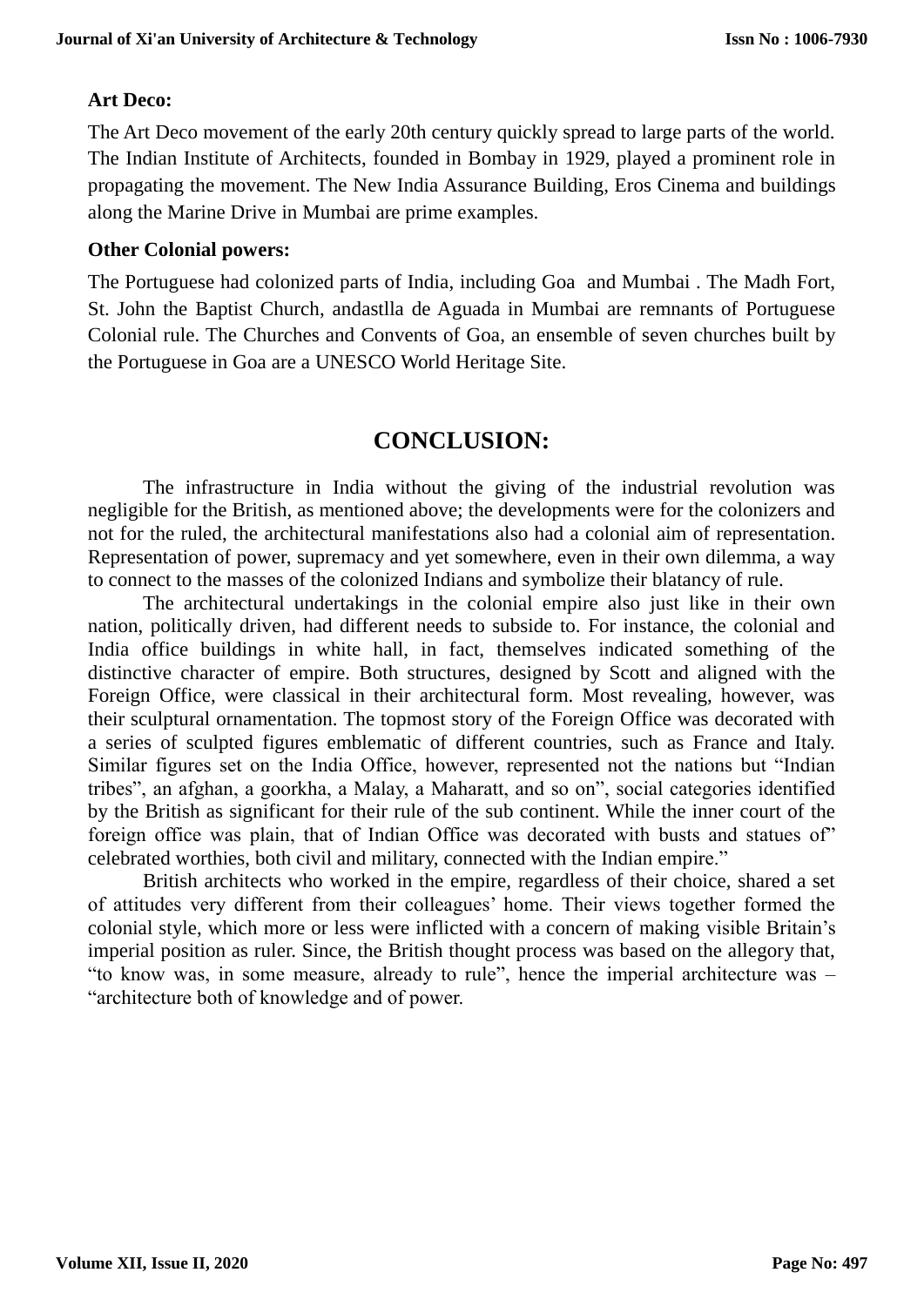**Art Deco:**

The Art Deco movement of the early 20th century quickly spread to large parts of the world. The Indian Institute of Architects, founded in Bombay in 1929, played a prominent role in propagating the movement. The New India Assurance Building, Eros Cinema and buildings along the Marine Drive in Mumbai are prime examples.

**Other Colonial powers:**

The Portuguese had colonized parts of India, including Goa and Mumbai . The Madh Fort, St. John the Baptist Church, andastlla de Aguada in Mumbai are remnants of Portuguese Colonial rule. The Churches and Convents of Goa, an ensemble of seven churches built by the Portuguese in Goa are a UNESCO World Heritage Site.

## CONCLUSION:

The infrastructure in India without the giving of the industrial revolution was negligible for the British, as mentioned above; the developments were for the colonizers and not for the ruled, the architectural manifestations also had a colonial aim of representation. Representation of power, supremacy and yet somewhere, even in their own dilemma, a way to connect to the masses of the colonized Indians and symbolize their blatancy of rule.

The architectural undertakings in the colonial empire also just like in their own nation, politically driven, had different needs to subside to. For instance, the colonial and India office buildings in white hall, in fact, themselves indicated something of the distinctive character of empire. Both structures, designed by Scott and aligned with the Foreign Office, were classical in their architectural form. Most revealing, however, was their sculptural ornamentation. The topmost story of the Foreign Office was decorated with a series of sculpted figures emblematic of different countries, such as France and Italy. Similar figures set on the India Office, however, represented not the nations but "Indian tribes", an afghan, a goorkha, a Malay, a Maharatt, and so on", social categories identified by the British as significant for their rule of the sub continent. While the inner court of the foreign office was plain, that of Indian Office was decorated with busts and statues of" celebrated worthies, both civil and military, connected with the Indian empire."

British architects who worked in the empire, regardless of their choice, shared a set of attitudes very different from their colleagues' home. Their views together formed the colonial style, which more or less were inflicted with a concern of making visible Britain's imperial position as ruler. Since, the British thought process was based on the allegory that, "to know was, in some measure, already to rule", hence the imperial architecture was – "architecture both of knowledge and of power.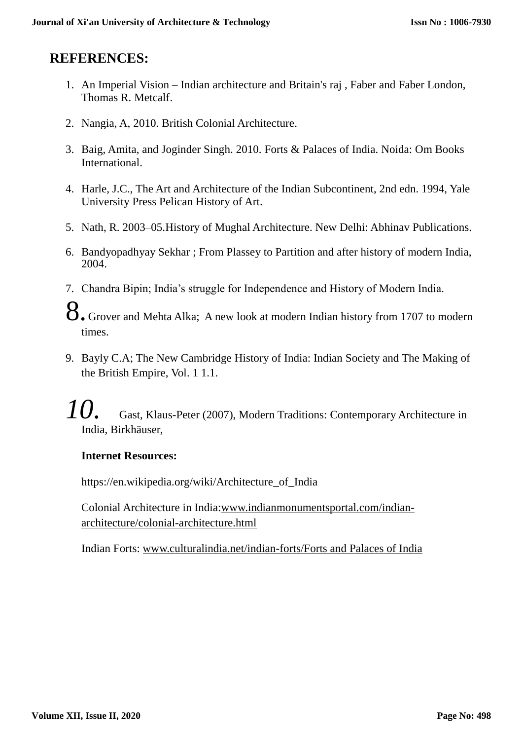## REFERENCES:

1. An Imperial Vision – Indian architecture and Britain's raj , Faber and Faber London, Thomas R. Metcalf.
2. Nangia, A, 2010. British Colonial Architecture.
3. Baig, Amita, and Joginder Singh. 2010. Forts & Palaces of India. Noida: Om Books International.
4. Harle, J.C., The Art and Architecture of the Indian Subcontinent, 2nd edn. 1994, Yale University Press Pelican History of Art.
5. Nath, R. 2003–05.History of Mughal Architecture. New Delhi: Abhinav Publications.
6. Bandyopadhyay Sekhar ; From Plassey to Partition and after history of modern India, 2004.
7. Chandra Bipin; India's struggle for Independence and History of Modern India.
8. Grover and Mehta Alka; A new look at modern Indian history from 1707 to modern times.
9. Bayly C.A; The New Cambridge History of India: Indian Society and The Making of the British Empire, Vol. 1 1.1.
10. Gast, Klaus-Peter (2007), Modern Traditions: Contemporary Architecture in India, Birkhäuser,

**Internet Resources:**

https://en.wikipedia.org/wiki/Architecture_of_India

Colonial Architecture in India:www.indianmonumentsportal.com/indian-architecture/colonial-architecture.html

Indian Forts: www.culturalindia.net/indian-forts/Forts and Palaces of India